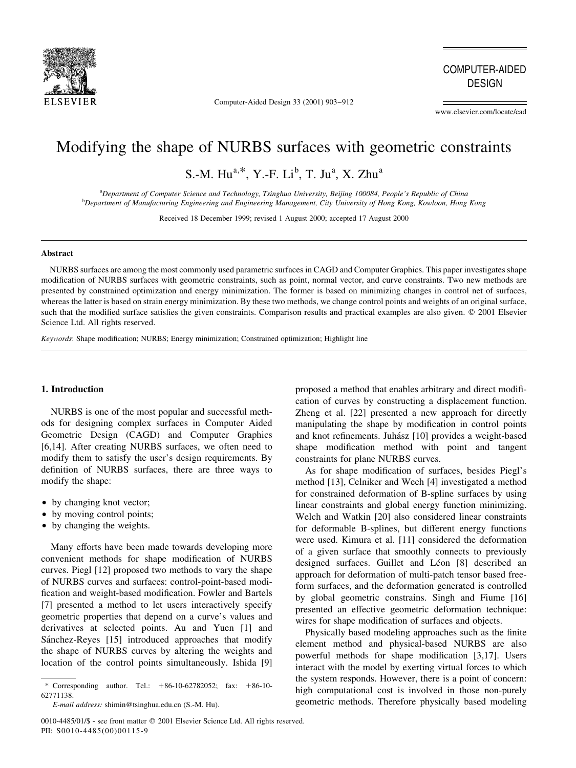# Modifying the shape of NURBS surfaces with geometric constraints

S.-M. Hu[a,*], Y.-F. Li[b], T. Ju[a], X. Zhu[a]

[a]*Department of Computer Science and Technology, Tsinghua University, Beijing 100084, People's Republic of China*
[b]*Department of Manufacturing Engineering and Engineering Management, City University of Hong Kong, Kowloon, Hong Kong*

Received 18 December 1999; revised 1 August 2000; accepted 17 August 2000

## Abstract

NURBS surfaces are among the most commonly used parametric surfaces in CAGD and Computer Graphics. This paper investigates shape modification of NURBS surfaces with geometric constraints, such as point, normal vector, and curve constraints. Two new methods are presented by constrained optimization and energy minimization. The former is based on minimizing changes in control net of surfaces, whereas the latter is based on strain energy minimization. By these two methods, we change control points and weights of an original surface, such that the modified surface satisfies the given constraints. Comparison results and practical examples are also given. © 2001 Elsevier Science Ltd. All rights reserved.

*Keywords*: Shape modification; NURBS; Energy minimization; Constrained optimization; Highlight line

## 1. Introduction

NURBS is one of the most popular and successful methods for designing complex surfaces in Computer Aided Geometric Design (CAGD) and Computer Graphics [6,14]. After creating NURBS surfaces, we often need to modify them to satisfy the user's design requirements. By definition of NURBS surfaces, there are three ways to modify the shape:

- by changing knot vector;
- by moving control points;
- by changing the weights.

Many efforts have been made towards developing more convenient methods for shape modification of NURBS curves. Piegl [12] proposed two methods to vary the shape of NURBS curves and surfaces: control-point-based modification and weight-based modification. Fowler and Bartels [7] presented a method to let users interactively specify geometric properties that depend on a curve's values and derivatives at selected points. Au and Yuen [1] and Sánchez-Reyes [15] introduced approaches that modify the shape of NURBS curves by altering the weights and location of the control points simultaneously. Ishida [9] proposed a method that enables arbitrary and direct modification of curves by constructing a displacement function. Zheng et al. [22] presented a new approach for directly manipulating the shape by modification in control points and knot refinements. Juhász [10] provides a weight-based shape modification method with point and tangent constraints for plane NURBS curves.

As for shape modification of surfaces, besides Piegl's method [13], Celniker and Wech [4] investigated a method for constrained deformation of B-spline surfaces by using linear constraints and global energy function minimizing. Welch and Watkin [20] also considered linear constraints for deformable B-splines, but different energy functions were used. Kimura et al. [11] considered the deformation of a given surface that smoothly connects to previously designed surfaces. Guillet and Léon [8] described an approach for deformation of multi-patch tensor based free-form surfaces, and the deformation generated is controlled by global geometric constrains. Singh and Fiume [16] presented an effective geometric deformation technique: wires for shape modification of surfaces and objects.

Physically based modeling approaches such as the finite element method and physical-based NURBS are also powerful methods for shape modification [3,17]. Users interact with the model by exerting virtual forces to which the system responds. However, there is a point of concern: high computational cost is involved in those non-purely geometric methods. Therefore physically based modeling

* Corresponding author. Tel.: +86-10-62782052; fax: +86-10-62771138.
*E-mail address:* shimin@tsinghua.edu.cn (S.-M. Hu).

0010-4485/01/$ - see front matter © 2001 Elsevier Science Ltd. All rights reserved.
PII: S0010-4485(00)00115-9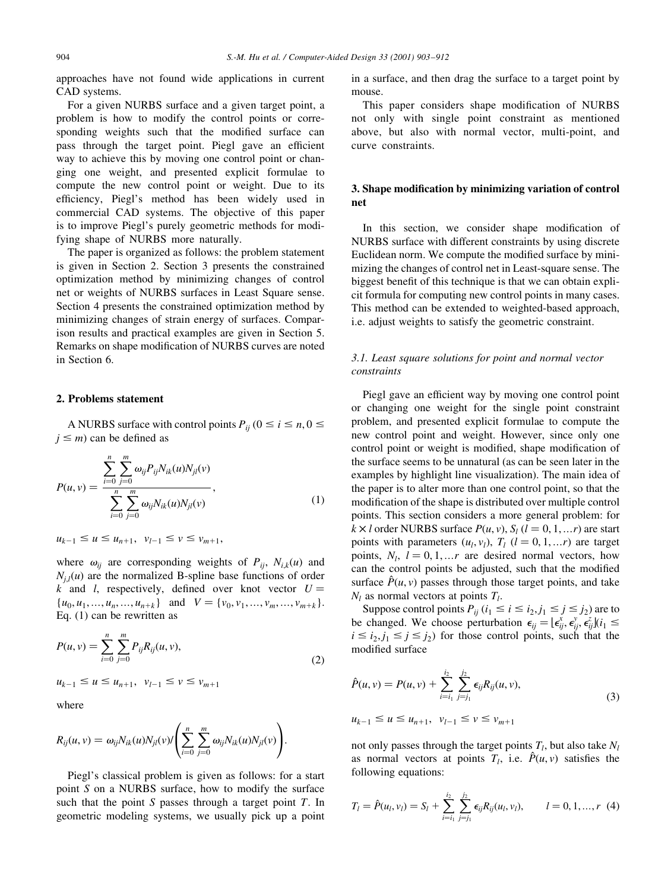approaches have not found wide applications in current CAD systems.

For a given NURBS surface and a given target point, a problem is how to modify the control points or corresponding weights such that the modified surface can pass through the target point. Piegl gave an efficient way to achieve this by moving one control point or changing one weight, and presented explicit formulae to compute the new control point or weight. Due to its efficiency, Piegl's method has been widely used in commercial CAD systems. The objective of this paper is to improve Piegl's purely geometric methods for modifying shape of NURBS more naturally.

The paper is organized as follows: the problem statement is given in Section 2. Section 3 presents the constrained optimization method by minimizing changes of control net or weights of NURBS surfaces in Least Square sense. Section 4 presents the constrained optimization method by minimizing changes of strain energy of surfaces. Comparison results and practical examples are given in Section 5. Remarks on shape modification of NURBS curves are noted in Section 6.

## 2. Problems statement

A NURBS surface with control points $P_{ij}$ $(0 \le i \le n, 0 \le j \le m)$ can be defined as

$$P(u,v) = \frac{\sum_{i=0}^{n}\sum_{j=0}^{m}\omega_{ij}P_{ij}N_{ik}(u)N_{jl}(v)}{\sum_{i=0}^{n}\sum_{j=0}^{m}\omega_{ij}N_{ik}(u)N_{jl}(v)}, \tag{1}$$

$$u_{k-1} \le u \le u_{n+1}, \;\; v_{l-1} \le v \le v_{m+1},$$

where $\omega_{ij}$ are corresponding weights of $P_{ij}$, $N_{i,k}(u)$ and $N_{j,l}(u)$ are the normalized B-spline base functions of order $k$ and $l$, respectively, defined over knot vector $U = \{u_0, u_1, \ldots, u_n, \ldots, u_{n+k}\}$ and $V = \{v_0, v_1, \ldots, v_m, \ldots, v_{m+k}\}$. Eq. (1) can be rewritten as

$$P(u,v) = \sum_{i=0}^{n}\sum_{j=0}^{m} P_{ij}R_{ij}(u,v), \tag{2}$$

$$u_{k-1} \le u \le u_{n+1}, \;\; v_{l-1} \le v \le v_{m+1}$$

where

$$R_{ij}(u,v) = \omega_{ij}N_{ik}(u)N_{jl}(v) \Bigg/ \left(\sum_{i=0}^{n}\sum_{j=0}^{m}\omega_{ij}N_{ik}(u)N_{jl}(v)\right).$$

Piegl's classical problem is given as follows: for a start point $S$ on a NURBS surface, how to modify the surface such that the point $S$ passes through a target point $T$. In geometric modeling systems, we usually pick up a point in a surface, and then drag the surface to a target point by mouse.

This paper considers shape modification of NURBS not only with single point constraint as mentioned above, but also with normal vector, multi-point, and curve constraints.

## 3. Shape modification by minimizing variation of control net

In this section, we consider shape modification of NURBS surface with different constraints by using discrete Euclidean norm. We compute the modified surface by minimizing the changes of control net in Least-square sense. The biggest benefit of this technique is that we can obtain explicit formula for computing new control points in many cases. This method can be extended to weighted-based approach, i.e. adjust weights to satisfy the geometric constraint.

### *3.1. Least square solutions for point and normal vector constraints*

Piegl gave an efficient way by moving one control point or changing one weight for the single point constraint problem, and presented explicit formulae to compute the new control point and weight. However, since only one control point or weight is modified, shape modification of the surface seems to be unnatural (as can be seen later in the examples by highlight line visualization). The main idea of the paper is to alter more than one control point, so that the modification of the shape is distributed over multiple control points. This section considers a more general problem: for $k \times l$ order NURBS surface $P(u,v)$, $S_l$ $(l = 0, 1, \ldots r)$ are start points with parameters $(u_l, v_l)$, $T_l$ $(l = 0, 1, \ldots r)$ are target points, $N_l$, $l = 0, 1, \ldots r$ are desired normal vectors, how can the control points be adjusted, such that the modified surface $\hat{P}(u,v)$ passes through those target points, and take $N_l$ as normal vectors at points $T_l$.

Suppose control points $P_{ij}$ $(i_1 \le i \le i_2, j_1 \le j \le j_2)$ are to be changed. We choose perturbation $\epsilon_{ij} = [\epsilon_{ij}^x, \epsilon_{ij}^y, \epsilon_{ij}^z]$ $(i_1 \le i \le i_2, j_1 \le j \le j_2)$ for those control points, such that the modified surface

$$\hat{P}(u,v) = P(u,v) + \sum_{i=i_1}^{i_2}\sum_{j=j_1}^{j_2}\epsilon_{ij}R_{ij}(u,v), \tag{3}$$

$$u_{k-1} \le u \le u_{n+1}, \;\; v_{l-1} \le v \le v_{m+1}$$

not only passes through the target points $T_l$, but also take $N_l$ as normal vectors at points $T_l$, i.e. $\hat{P}(u,v)$ satisfies the following equations:

$$T_l = \hat{P}(u_l, v_l) = S_l + \sum_{i=i_1}^{i_2}\sum_{j=j_1}^{j_2}\epsilon_{ij}R_{ij}(u_l, v_l), \qquad l = 0, 1, \ldots, r \tag{4}$$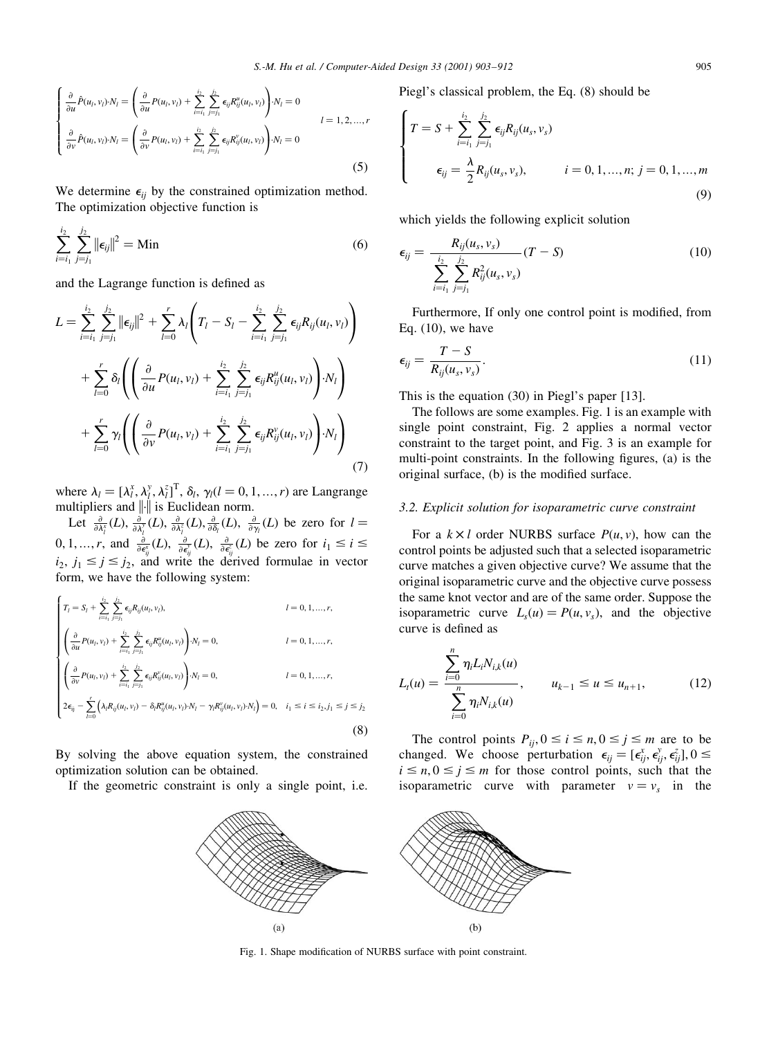$$
\begin{cases}
\dfrac{\partial}{\partial u}\hat{P}(u_l,v_l)\cdot N_l = \left(\dfrac{\partial}{\partial u}P(u_l,v_l) + \displaystyle\sum_{i=i_1}^{i_2}\sum_{j=j_1}^{j_2}\epsilon_{ij}R_{ij}^{u}(u_l,v_l)\right)\cdot N_l = 0 \\
\dfrac{\partial}{\partial v}\hat{P}(u_l,v_l)\cdot N_l = \left(\dfrac{\partial}{\partial v}P(u_l,v_l) + \displaystyle\sum_{i=i_1}^{i_2}\sum_{j=j_1}^{j_2}\epsilon_{ij}R_{ij}^{v}(u_l,v_l)\right)\cdot N_l = 0
\end{cases}
\quad l = 1,2,\ldots,r \tag{5}
$$

We determine $\epsilon_{ij}$ by the constrained optimization method. The optimization objective function is

$$
\sum_{i=i_1}^{i_2}\sum_{j=j_1}^{j_2}\|\epsilon_{ij}\|^2 = \text{Min} \tag{6}
$$

and the Lagrange function is defined as

$$
\begin{aligned}
L = {} & \sum_{i=i_1}^{i_2}\sum_{j=j_1}^{j_2}\|\epsilon_{ij}\|^2 + \sum_{l=0}^{r}\lambda_l\left(T_l - S_l - \sum_{i=i_1}^{i_2}\sum_{j=j_1}^{j_2}\epsilon_{ij}R_{ij}(u_l,v_l)\right) \\
& + \sum_{l=0}^{r}\delta_l\left(\left(\frac{\partial}{\partial u}P(u_l,v_l) + \sum_{i=i_1}^{i_2}\sum_{j=j_1}^{j_2}\epsilon_{ij}R_{ij}^{u}(u_l,v_l)\right)\cdot N_l\right) \\
& + \sum_{l=0}^{r}\gamma_l\left(\left(\frac{\partial}{\partial v}P(u_l,v_l) + \sum_{i=i_1}^{i_2}\sum_{j=j_1}^{j_2}\epsilon_{ij}R_{ij}^{v}(u_l,v_l)\right)\cdot N_l\right)
\end{aligned} \tag{7}
$$

where $\lambda_l = [\lambda_l^x, \lambda_l^y, \lambda_l^z]^{\mathrm{T}}$, $\delta_l$, $\gamma_l (l = 0,1,\ldots,r)$ are Langrange multipliers and $\|\cdot\|$ is Euclidean norm.

Let $\frac{\partial}{\partial \lambda_l^x}(L)$, $\frac{\partial}{\partial \lambda_l^y}(L)$, $\frac{\partial}{\partial \lambda_l^z}(L)$, $\frac{\partial}{\partial \delta_l}(L)$, $\frac{\partial}{\partial \gamma_l}(L)$ be zero for $l = 0,1,\ldots,r$, and $\frac{\partial}{\partial \epsilon_{ij}^x}(L)$, $\frac{\partial}{\partial \epsilon_{ij}^y}(L)$, $\frac{\partial}{\partial \epsilon_{ij}^z}(L)$ be zero for $i_1 \le i \le i_2$, $j_1 \le j \le j_2$, and write the derived formulae in vector form, we have the following system:

$$
\begin{cases}
T_l = S_l + \displaystyle\sum_{i=i_1}^{i_2}\sum_{j=j_1}^{j_2}\epsilon_{ij}R_{ij}(u_l,v_l), & l = 0,1,\ldots,r, \\
\left(\dfrac{\partial}{\partial u}P(u_l,v_l) + \displaystyle\sum_{i=i_1}^{i_2}\sum_{j=j_1}^{j_2}\epsilon_{ij}R_{ij}^{u}(u_l,v_l)\right)\cdot N_l = 0, & l = 0,1,\ldots,r, \\
\left(\dfrac{\partial}{\partial v}P(u_l,v_l) + \displaystyle\sum_{i=i_1}^{i_2}\sum_{j=j_1}^{j_2}\epsilon_{ij}R_{ij}^{v}(u_l,v_l)\right)\cdot N_l = 0, & l = 0,1,\ldots,r, \\
2\epsilon_{ij} - \displaystyle\sum_{l=0}^{r}\left(\lambda_l R_{ij}(u_l,v_l) - \delta_l R_{ij}^{u}(u_l,v_l)\cdot N_l - \gamma_l R_{ij}^{v}(u_l,v_l)\cdot N_l\right) = 0, & i_1 \le i \le i_2, j_1 \le j \le j_2
\end{cases} \tag{8}
$$

By solving the above equation system, the constrained optimization solution can be obtained.

If the geometric constraint is only a single point, i.e. Piegl's classical problem, the Eq. (8) should be

$$
\begin{cases}
T = S + \displaystyle\sum_{i=i_1}^{i_2}\sum_{j=j_1}^{j_2}\epsilon_{ij}R_{ij}(u_s,v_s) \\
\epsilon_{ij} = \dfrac{\lambda}{2}R_{ij}(u_s,v_s), \qquad i = 0,1,\ldots,n;\ j = 0,1,\ldots,m
\end{cases} \tag{9}
$$

which yields the following explicit solution

$$
\epsilon_{ij} = \frac{R_{ij}(u_s,v_s)}{\displaystyle\sum_{i=i_1}^{i_2}\sum_{j=j_1}^{j_2}R_{ij}^2(u_s,v_s)}(T - S) \tag{10}
$$

Furthermore, If only one control point is modified, from Eq. (10), we have

$$
\epsilon_{ij} = \frac{T - S}{R_{ij}(u_s,v_s)}. \tag{11}
$$

This is the equation (30) in Piegl's paper [13].

The follows are some examples. Fig. 1 is an example with single point constraint, Fig. 2 applies a normal vector constraint to the target point, and Fig. 3 is an example for multi-point constraints. In the following figures, (a) is the original surface, (b) is the modified surface.

### 3.2. Explicit solution for isoparametric curve constraint

For a $k \times l$ order NURBS surface $P(u,v)$, how can the control points be adjusted such that a selected isoparametric curve matches a given objective curve? We assume that the original isoparametric curve and the objective curve possess the same knot vector and are of the same order. Suppose the isoparametric curve $L_s(u) = P(u, v_s)$, and the objective curve is defined as

$$
L_t(u) = \frac{\displaystyle\sum_{i=0}^{n}\eta_i L_i N_{i,k}(u)}{\displaystyle\sum_{i=0}^{n}\eta_i N_{i,k}(u)}, \qquad u_{k-1} \le u \le u_{n+1}, \tag{12}
$$

The control points $P_{ij}, 0 \le i \le n, 0 \le j \le m$ are to be changed. We choose perturbation $\epsilon_{ij} = [\epsilon_{ij}^x, \epsilon_{ij}^y, \epsilon_{ij}^z], 0 \le i \le n, 0 \le j \le m$ for those control points, such that the isoparametric curve with parameter $v = v_s$ in the

(a) (b)

Fig. 1. Shape modification of NURBS surface with point constraint.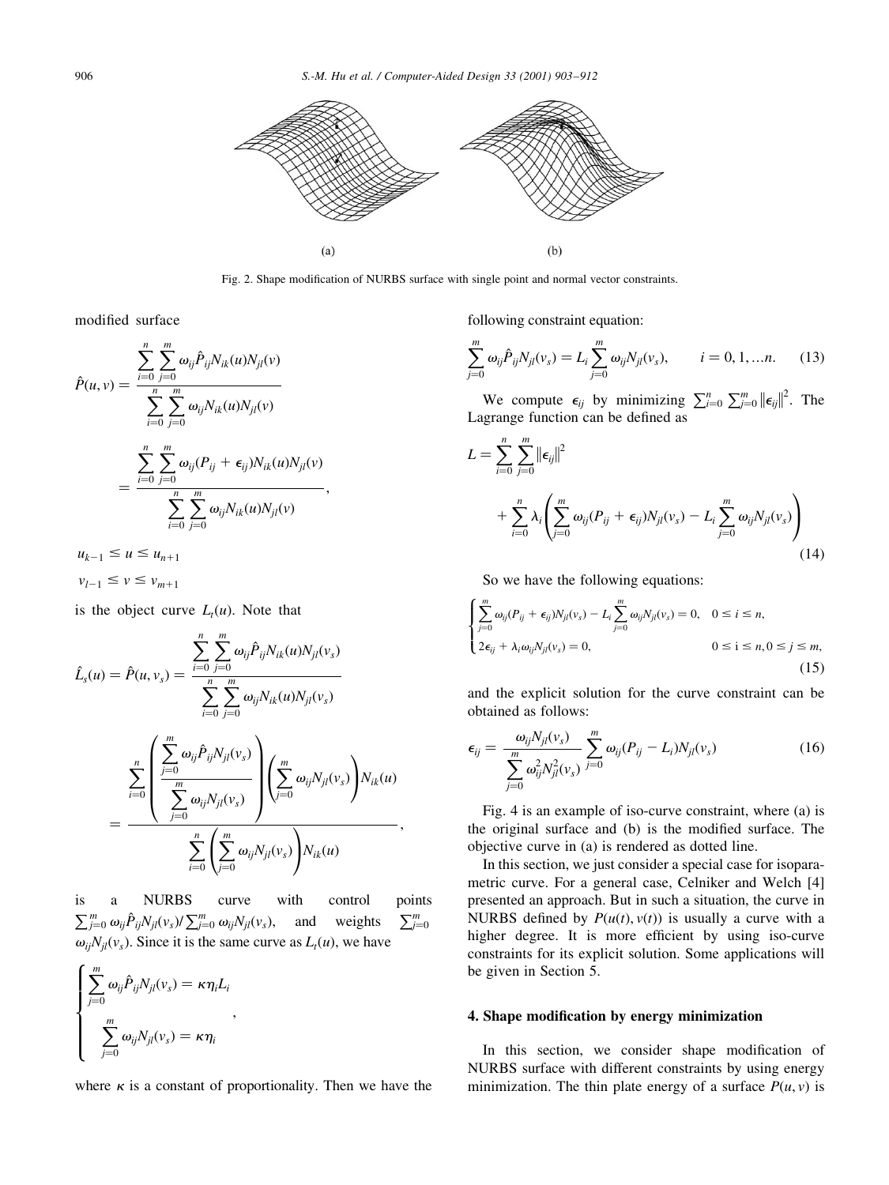Fig. 2. Shape modification of NURBS surface with single point and normal vector constraints.

modified surface

$$\hat{P}(u,v) = \frac{\sum_{i=0}^{n}\sum_{j=0}^{m} \omega_{ij}\hat{P}_{ij}N_{ik}(u)N_{jl}(v)}{\sum_{i=0}^{n}\sum_{j=0}^{m} \omega_{ij}N_{ik}(u)N_{jl}(v)}$$

$$= \frac{\sum_{i=0}^{n}\sum_{j=0}^{m} \omega_{ij}(P_{ij}+\epsilon_{ij})N_{ik}(u)N_{jl}(v)}{\sum_{i=0}^{n}\sum_{j=0}^{m} \omega_{ij}N_{ik}(u)N_{jl}(v)},$$

$u_{k-1} \le u \le u_{n+1}$

$v_{l-1} \le v \le v_{m+1}$

is the object curve $L_t(u)$. Note that

$$\hat{L}_s(u) = \hat{P}(u,v_s) = \frac{\sum_{i=0}^{n}\sum_{j=0}^{m} \omega_{ij}\hat{P}_{ij}N_{ik}(u)N_{jl}(v_s)}{\sum_{i=0}^{n}\sum_{j=0}^{m} \omega_{ij}N_{ik}(u)N_{jl}(v_s)}$$

$$= \frac{\sum_{i=0}^{n}\left(\frac{\sum_{j=0}^{m}\omega_{ij}\hat{P}_{ij}N_{jl}(v_s)}{\sum_{j=0}^{m}\omega_{ij}N_{jl}(v_s)}\right)\left(\sum_{j=0}^{m}\omega_{ij}N_{jl}(v_s)\right)N_{ik}(u)}{\sum_{i=0}^{n}\left(\sum_{j=0}^{m}\omega_{ij}N_{jl}(v_s)\right)N_{ik}(u)},$$

is a NURBS curve with control points $\sum_{j=0}^{m}\omega_{ij}\hat{P}_{ij}N_{jl}(v_s)/\sum_{j=0}^{m}\omega_{ij}N_{jl}(v_s)$, and weights $\sum_{j=0}^{m}\omega_{ij}N_{jl}(v_s)$. Since it is the same curve as $L_t(u)$, we have

$$\begin{cases} \sum_{j=0}^{m}\omega_{ij}\hat{P}_{ij}N_{jl}(v_s) = \kappa\eta_i L_i \\ \sum_{j=0}^{m}\omega_{ij}N_{jl}(v_s) = \kappa\eta_i \end{cases},$$

where $\kappa$ is a constant of proportionality. Then we have the following constraint equation:

$$\sum_{j=0}^{m}\omega_{ij}\hat{P}_{ij}N_{jl}(v_s) = L_i\sum_{j=0}^{m}\omega_{ij}N_{jl}(v_s), \qquad i=0,1,\ldots n. \tag{13}$$

We compute $\epsilon_{ij}$ by minimizing $\sum_{i=0}^{n}\sum_{j=0}^{m}\|\epsilon_{ij}\|^2$. The Lagrange function can be defined as

$$L = \sum_{i=0}^{n}\sum_{j=0}^{m}\|\epsilon_{ij}\|^2 + \sum_{i=0}^{n}\lambda_i\left(\sum_{j=0}^{m}\omega_{ij}(P_{ij}+\epsilon_{ij})N_{jl}(v_s) - L_i\sum_{j=0}^{m}\omega_{ij}N_{jl}(v_s)\right) \tag{14}$$

So we have the following equations:

$$\begin{cases} \sum_{j=0}^{m}\omega_{ij}(P_{ij}+\epsilon_{ij})N_{jl}(v_s) - L_i\sum_{j=0}^{m}\omega_{ij}N_{jl}(v_s) = 0, & 0 \le i \le n, \\ 2\epsilon_{ij} + \lambda_i\omega_{ij}N_{jl}(v_s) = 0, & 0 \le i \le n, 0 \le j \le m, \end{cases} \tag{15}$$

and the explicit solution for the curve constraint can be obtained as follows:

$$\epsilon_{ij} = \frac{\omega_{ij}N_{jl}(v_s)}{\sum_{j=0}^{m}\omega_{ij}^2N_{jl}^2(v_s)}\sum_{j=0}^{m}\omega_{ij}(P_{ij}-L_i)N_{jl}(v_s) \tag{16}$$

Fig. 4 is an example of iso-curve constraint, where (a) is the original surface and (b) is the modified surface. The objective curve in (a) is rendered as dotted line.

In this section, we just consider a special case for isoparametric curve. For a general case, Celniker and Welch [4] presented an approach. But in such a situation, the curve in NURBS defined by $P(u(t), v(t))$ is usually a curve with a higher degree. It is more efficient by using iso-curve constraints for its explicit solution. Some applications will be given in Section 5.

## 4. Shape modification by energy minimization

In this section, we consider shape modification of NURBS surface with different constraints by using energy minimization. The thin plate energy of a surface $P(u,v)$ is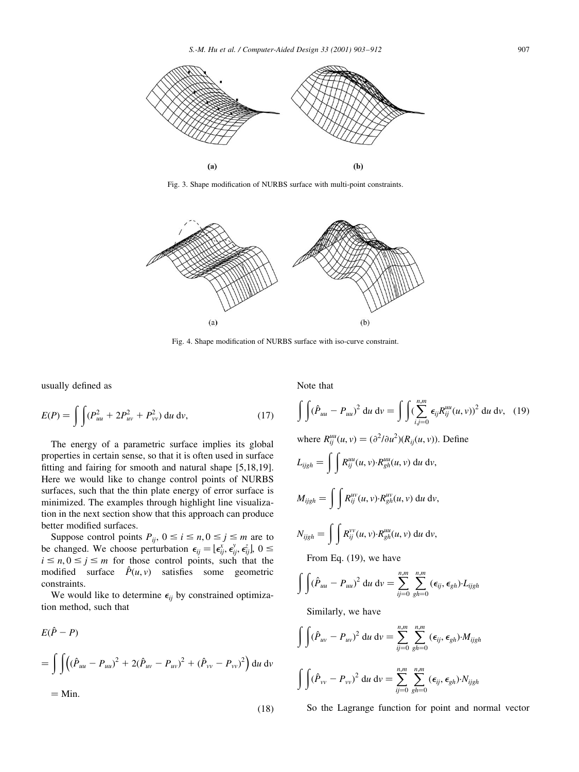Fig. 3. Shape modification of NURBS surface with multi-point constraints.

Fig. 4. Shape modification of NURBS surface with iso-curve constraint.

usually defined as

$$E(P) = \int\int (P_{uu}^2 + 2P_{uv}^2 + P_{vv}^2)\, du\, dv, \qquad (17)$$

The energy of a parametric surface implies its global properties in certain sense, so that it is often used in surface fitting and fairing for smooth and natural shape [5,18,19]. Here we would like to change control points of NURBS surfaces, such that the thin plate energy of error surface is minimized. The examples through highlight line visualization in the next section show that this approach can produce better modified surfaces.

Suppose control points $P_{ij}$, $0 \le i \le n, 0 \le j \le m$ are to be changed. We choose perturbation $\epsilon_{ij} = [\epsilon_{ij}^x, \epsilon_{ij}^y, \epsilon_{ij}^z]$, $0 \le i \le n, 0 \le j \le m$ for those control points, such that the modified surface $\hat{P}(u,v)$ satisfies some geometric constraints.

We would like to determine $\epsilon_{ij}$ by constrained optimization method, such that

$$E(\hat{P} - P) = \int\int \Big( (\hat{P}_{uu} - P_{uu})^2 + 2(\hat{P}_{uv} - P_{uv})^2 + (\hat{P}_{vv} - P_{vv})^2 \Big)\, du\, dv = \text{Min}. \qquad (18)$$

Note that

$$\int\int (\hat{P}_{uu} - P_{uu})^2\, du\, dv = \int\int \Big(\sum_{i,j=0}^{n,m} \epsilon_{ij} R_{ij}^{uu}(u,v)\Big)^2\, du\, dv, \qquad (19)$$

where $R_{ij}^{uu}(u,v) = (\partial^2/\partial u^2)(R_{ij}(u,v))$. Define

$$L_{ijgh} = \int\int R_{ij}^{uu}(u,v) \cdot R_{gh}^{uu}(u,v)\, du\, dv,$$

$$M_{ijgh} = \int\int R_{ij}^{uv}(u,v) \cdot R_{gh}^{uv}(u,v)\, du\, dv,$$

$$N_{ijgh} = \int\int R_{ij}^{vv}(u,v) \cdot R_{gh}^{uu}(u,v)\, du\, dv,$$

From Eq. (19), we have

$$\int\int (\hat{P}_{uu} - P_{uu})^2\, du\, dv = \sum_{ij=0}^{n,m} \sum_{gh=0}^{n,m} (\epsilon_{ij}, \epsilon_{gh}) \cdot L_{ijgh}$$

Similarly, we have

$$\int\int (\hat{P}_{uv} - P_{uv})^2\, du\, dv = \sum_{ij=0}^{n,m} \sum_{gh=0}^{n,m} (\epsilon_{ij}, \epsilon_{gh}) \cdot M_{ijgh}$$

$$\int\int (\hat{P}_{vv} - P_{vv})^2\, du\, dv = \sum_{ij=0}^{n,m} \sum_{gh=0}^{n,m} (\epsilon_{ij}, \epsilon_{gh}) \cdot N_{ijgh}$$

So the Lagrange function for point and normal vector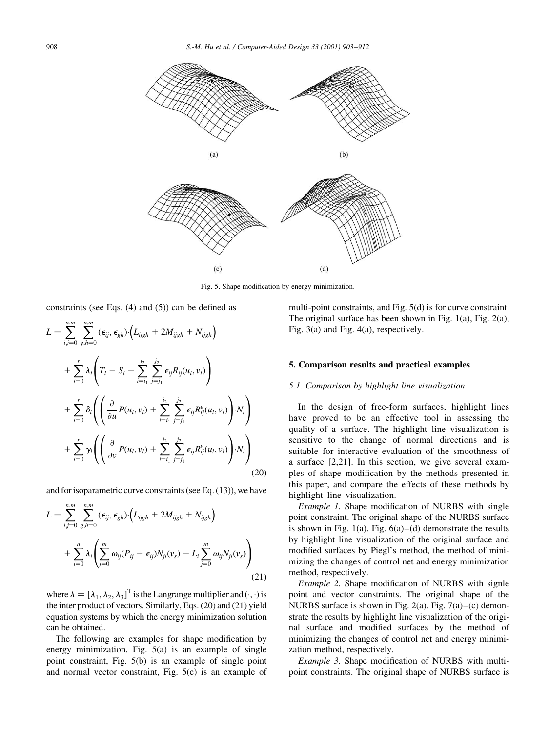(a) (b)

(c) (d)

Fig. 5. Shape modification by energy minimization.

constraints (see Eqs. (4) and (5)) can be defined as

$$
\begin{aligned}
L = & \sum_{i,j=0}^{n,m} \sum_{g,h=0}^{n,m} (\epsilon_{ij}, \epsilon_{gh}) \cdot \Big( L_{ijgh} + 2M_{ijgh} + N_{ijgh} \Big) \\
& + \sum_{l=0}^{r} \lambda_l \left( T_l - S_l - \sum_{i=i_1}^{i_2} \sum_{j=j_1}^{j_2} \epsilon_{ij} R_{ij}(u_l, v_l) \right) \\
& + \sum_{l=0}^{r} \delta_l \left( \left( \frac{\partial}{\partial u} P(u_l, v_l) + \sum_{i=i_1}^{i_2} \sum_{j=j_1}^{j_2} \epsilon_{ij} R_{ij}^{u}(u_l, v_l) \right) \cdot N_l \right) \\
& + \sum_{l=0}^{r} \gamma_l \left( \left( \frac{\partial}{\partial v} P(u_l, v_l) + \sum_{i=i_1}^{i_2} \sum_{j=j_1}^{j_2} \epsilon_{ij} R_{ij}^{v}(u_l, v_l) \right) \cdot N_l \right)
\end{aligned}
\tag{20}
$$

and for isoparametric curve constraints (see Eq. (13)), we have

$$
\begin{aligned}
L = & \sum_{i,j=0}^{n,m} \sum_{g,h=0}^{n,m} (\epsilon_{ij}, \epsilon_{gh}) \cdot \Big( L_{ijgh} + 2M_{ijgh} + N_{ijgh} \Big) \\
& + \sum_{i=0}^{n} \lambda_i \left( \sum_{j=0}^{m} \omega_{ij} (P_{ij} + \epsilon_{ij}) N_{jl}(v_s) - L_i \sum_{j=0}^{m} \omega_{ij} N_{jl}(v_s) \right)
\end{aligned}
\tag{21}
$$

where $\lambda = [\lambda_1, \lambda_2, \lambda_3]^{\mathrm{T}}$ is the Langrange multiplier and $(\cdot,\cdot)$ is the inter product of vectors. Similarly, Eqs. (20) and (21) yield equation systems by which the energy minimization solution can be obtained.

The following are examples for shape modification by energy minimization. Fig. 5(a) is an example of single point constraint, Fig. 5(b) is an example of single point and normal vector constraint, Fig. 5(c) is an example of multi-point constraints, and Fig. 5(d) is for curve constraint. The original surface has been shown in Fig. 1(a), Fig. 2(a), Fig. 3(a) and Fig. 4(a), respectively.

## 5. Comparison results and practical examples

### 5.1. Comparison by highlight line visualization

In the design of free-form surfaces, highlight lines have proved to be an effective tool in assessing the quality of a surface. The highlight line visualization is sensitive to the change of normal directions and is suitable for interactive evaluation of the smoothness of a surface [2,21]. In this section, we give several examples of shape modification by the methods presented in this paper, and compare the effects of these methods by highlight line visualization.

*Example 1.* Shape modification of NURBS with single point constraint. The original shape of the NURBS surface is shown in Fig. 1(a). Fig. 6(a)–(d) demonstrate the results by highlight line visualization of the original surface and modified surfaces by Piegl's method, the method of minimizing the changes of control net and energy minimization method, respectively.

*Example 2.* Shape modification of NURBS with signle point and vector constraints. The original shape of the NURBS surface is shown in Fig. 2(a). Fig. 7(a)–(c) demonstrate the results by highlight line visualization of the original surface and modified surfaces by the method of minimizing the changes of control net and energy minimization method, respectively.

*Example 3.* Shape modification of NURBS with multi-point constraints. The original shape of NURBS surface is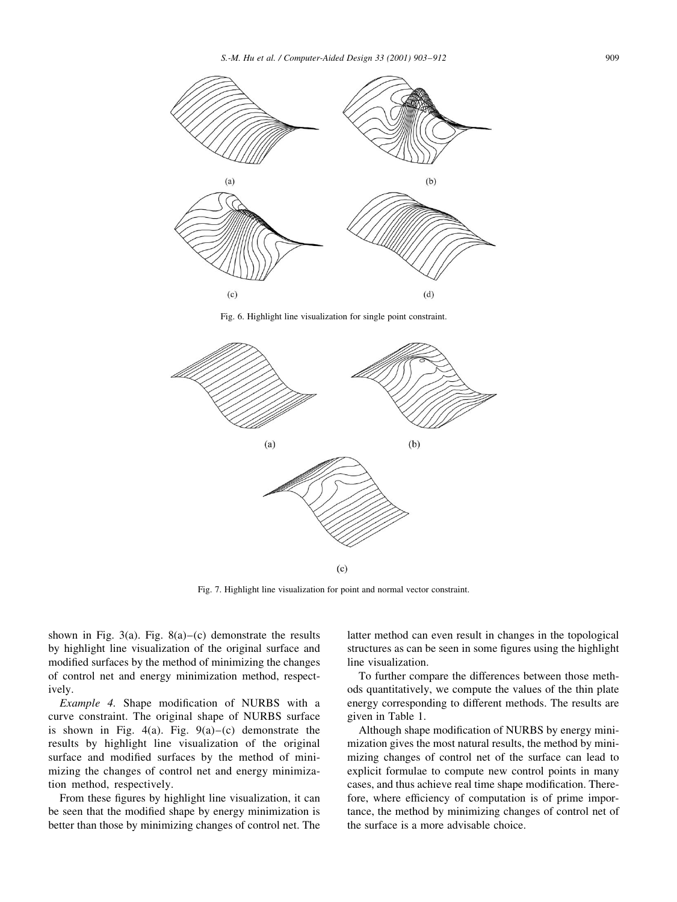(a)

(b)

(c)

(d)

Fig. 6. Highlight line visualization for single point constraint.

(a)

(b)

(c)

Fig. 7. Highlight line visualization for point and normal vector constraint.

shown in Fig. 3(a). Fig. 8(a)–(c) demonstrate the results by highlight line visualization of the original surface and modified surfaces by the method of minimizing the changes of control net and energy minimization method, respectively.

*Example 4.* Shape modification of NURBS with a curve constraint. The original shape of NURBS surface is shown in Fig. 4(a). Fig. 9(a)–(c) demonstrate the results by highlight line visualization of the original surface and modified surfaces by the method of minimizing the changes of control net and energy minimization method, respectively.

From these figures by highlight line visualization, it can be seen that the modified shape by energy minimization is better than those by minimizing changes of control net. The latter method can even result in changes in the topological structures as can be seen in some figures using the highlight line visualization.

To further compare the differences between those methods quantitatively, we compute the values of the thin plate energy corresponding to different methods. The results are given in Table 1.

Although shape modification of NURBS by energy minimization gives the most natural results, the method by minimizing changes of control net of the surface can lead to explicit formulae to compute new control points in many cases, and thus achieve real time shape modification. Therefore, where efficiency of computation is of prime importance, the method by minimizing changes of control net of the surface is a more advisable choice.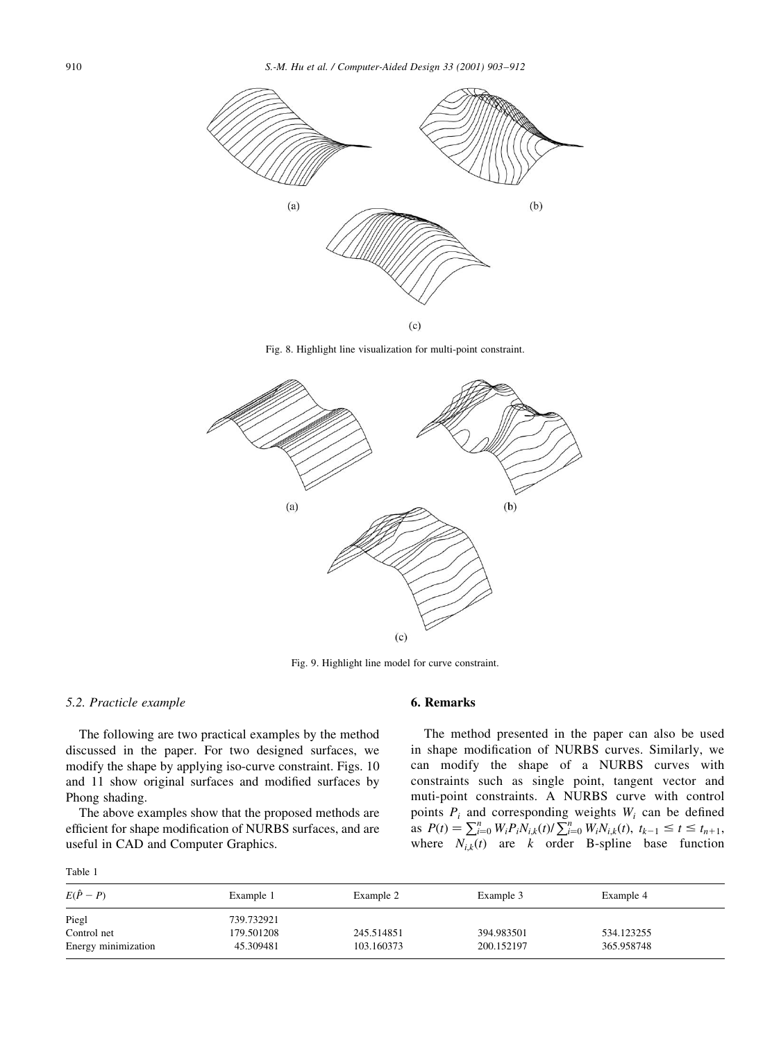(a)

(b)

(c)

Fig. 8. Highlight line visualization for multi-point constraint.

(a)

(b)

(c)

Fig. 9. Highlight line model for curve constraint.

### 5.2. Practicle example

The following are two practical examples by the method discussed in the paper. For two designed surfaces, we modify the shape by applying iso-curve constraint. Figs. 10 and 11 show original surfaces and modified surfaces by Phong shading.

The above examples show that the proposed methods are efficient for shape modification of NURBS surfaces, and are useful in CAD and Computer Graphics.

## 6. Remarks

The method presented in the paper can also be used in shape modification of NURBS curves. Similarly, we can modify the shape of a NURBS curves with constraints such as single point, tangent vector and muti-point constraints. A NURBS curve with control points $P_i$ and corresponding weights $W_i$ can be defined as $P(t) = \sum_{i=0}^{n} W_i P_i N_{i,k}(t) / \sum_{i=0}^{n} W_i N_{i,k}(t),\ t_{k-1} \le t \le t_{n+1}$, where $N_{i,k}(t)$ are $k$ order B-spline base function

Table 1

| $E(\hat{P} - P)$ | Example 1 | Example 2 | Example 3 | Example 4 |
|---|---|---|---|---|
| Piegl | 739.732921 | | | |
| Control net | 179.501208 | 245.514851 | 394.983501 | 534.123255 |
| Energy minimization | 45.309481 | 103.160373 | 200.152197 | 365.958748 |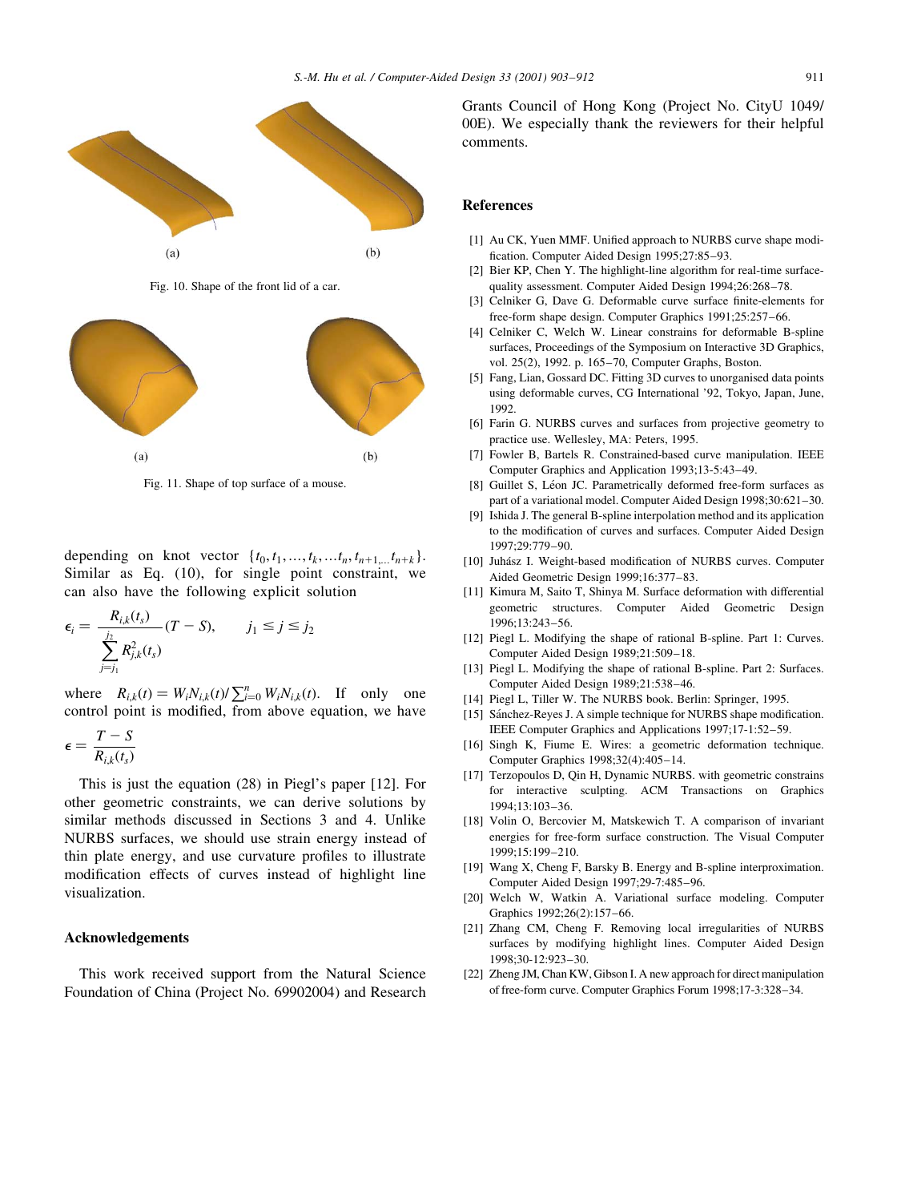(a) (b)

Fig. 10. Shape of the front lid of a car.

(a) (b)

Fig. 11. Shape of top surface of a mouse.

depending on knot vector $\{t_0, t_1, \ldots, t_k, \ldots t_n, t_{n+1,\ldots} t_{n+k}\}$. Similar as Eq. (10), for single point constraint, we can also have the following explicit solution

$$\epsilon_i = \frac{R_{i,k}(t_s)}{\sum_{j=j_1}^{j_2} R_{j,k}^2(t_s)}(T - S), \qquad j_1 \leq j \leq j_2$$

where $R_{i,k}(t) = W_i N_{i,k}(t) / \sum_{i=0}^{n} W_i N_{i,k}(t)$. If only one control point is modified, from above equation, we have

$$\epsilon = \frac{T - S}{R_{i,k}(t_s)}$$

This is just the equation (28) in Piegl's paper [12]. For other geometric constraints, we can derive solutions by similar methods discussed in Sections 3 and 4. Unlike NURBS surfaces, we should use strain energy instead of thin plate energy, and use curvature profiles to illustrate modification effects of curves instead of highlight line visualization.

## Acknowledgements

This work received support from the Natural Science Foundation of China (Project No. 69902004) and Research Grants Council of Hong Kong (Project No. CityU 1049/00E). We especially thank the reviewers for their helpful comments.

## References

[1] Au CK, Yuen MMF. Unified approach to NURBS curve shape modification. Computer Aided Design 1995;27:85–93.

[2] Bier KP, Chen Y. The highlight-line algorithm for real-time surface-quality assessment. Computer Aided Design 1994;26:268–78.

[3] Celniker G, Dave G. Deformable curve surface finite-elements for free-form shape design. Computer Graphics 1991;25:257–66.

[4] Celniker C, Welch W. Linear constrains for deformable B-spline surfaces, Proceedings of the Symposium on Interactive 3D Graphics, vol. 25(2), 1992. p. 165–70, Computer Graphs, Boston.

[5] Fang, Lian, Gossard DC. Fitting 3D curves to unorganised data points using deformable curves, CG International '92, Tokyo, Japan, June, 1992.

[6] Farin G. NURBS curves and surfaces from projective geometry to practice use. Wellesley, MA: Peters, 1995.

[7] Fowler B, Bartels R. Constrained-based curve manipulation. IEEE Computer Graphics and Application 1993;13-5:43–49.

[8] Guillet S, Léon JC. Parametrically deformed free-form surfaces as part of a variational model. Computer Aided Design 1998;30:621–30.

[9] Ishida J. The general B-spline interpolation method and its application to the modification of curves and surfaces. Computer Aided Design 1997;29:779–90.

[10] Juhász I. Weight-based modification of NURBS curves. Computer Aided Geometric Design 1999;16:377–83.

[11] Kimura M, Saito T, Shinya M. Surface deformation with differential geometric structures. Computer Aided Geometric Design 1996;13:243–56.

[12] Piegl L. Modifying the shape of rational B-spline. Part 1: Curves. Computer Aided Design 1989;21:509–18.

[13] Piegl L. Modifying the shape of rational B-spline. Part 2: Surfaces. Computer Aided Design 1989;21:538–46.

[14] Piegl L, Tiller W. The NURBS book. Berlin: Springer, 1995.

[15] Sánchez-Reyes J. A simple technique for NURBS shape modification. IEEE Computer Graphics and Applications 1997;17-1:52–59.

[16] Singh K, Fiume E. Wires: a geometric deformation technique. Computer Graphics 1998;32(4):405–14.

[17] Terzopoulos D, Qin H, Dynamic NURBS. with geometric constrains for interactive sculpting. ACM Transactions on Graphics 1994;13:103–36.

[18] Volin O, Bercovier M, Matskewich T. A comparison of invariant energies for free-form surface construction. The Visual Computer 1999;15:199–210.

[19] Wang X, Cheng F, Barsky B. Energy and B-spline interproximation. Computer Aided Design 1997;29-7:485–96.

[20] Welch W, Watkin A. Variational surface modeling. Computer Graphics 1992;26(2):157–66.

[21] Zhang CM, Cheng F. Removing local irregularities of NURBS surfaces by modifying highlight lines. Computer Aided Design 1998;30-12:923–30.

[22] Zheng JM, Chan KW, Gibson I. A new approach for direct manipulation of free-form curve. Computer Graphics Forum 1998;17-3:328–34.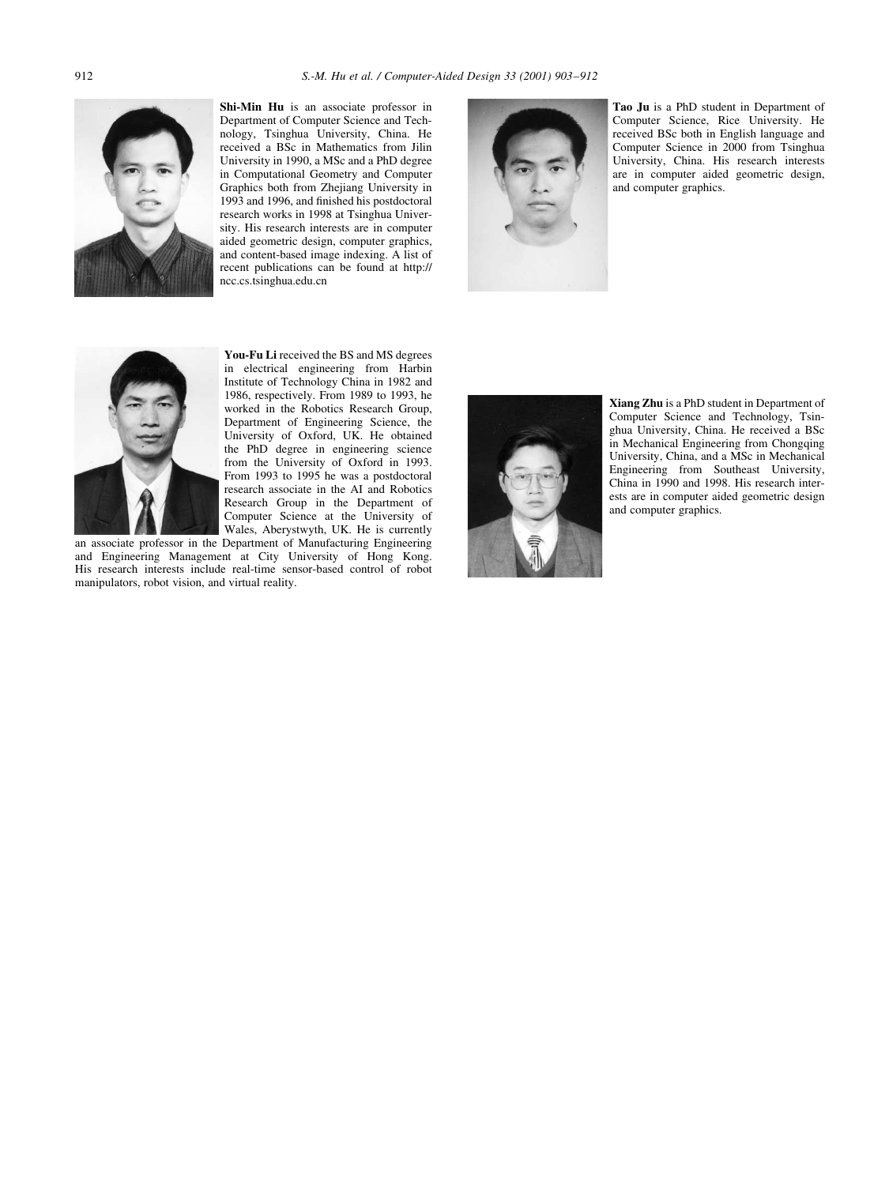**Shi-Min Hu** is an associate professor in Department of Computer Science and Technology, Tsinghua University, China. He received a BSc in Mathematics from Jilin University in 1990, a MSc and a PhD degree in Computational Geometry and Computer Graphics both from Zhejiang University in 1993 and 1996, and finished his postdoctoral research works in 1998 at Tsinghua University. His research interests are in computer aided geometric design, computer graphics, and content-based image indexing. A list of recent publications can be found at http://ncc.cs.tsinghua.edu.cn

**You-Fu Li** received the BS and MS degrees in electrical engineering from Harbin Institute of Technology China in 1982 and 1986, respectively. From 1989 to 1993, he worked in the Robotics Research Group, Department of Engineering Science, the University of Oxford, UK. He obtained the PhD degree in engineering science from the University of Oxford in 1993. From 1993 to 1995 he was a postdoctoral research associate in the AI and Robotics Research Group in the Department of Computer Science at the University of Wales, Aberystwyth, UK. He is currently an associate professor in the Department of Manufacturing Engineering and Engineering Management at City University of Hong Kong. His research interests include real-time sensor-based control of robot manipulators, robot vision, and virtual reality.

**Tao Ju** is a PhD student in Department of Computer Science, Rice University. He received BSc both in English language and Computer Science in 2000 from Tsinghua University, China. His research interests are in computer aided geometric design, and computer graphics.

**Xiang Zhu** is a PhD student in Department of Computer Science and Technology, Tsinghua University, China. He received a BSc in Mechanical Engineering from Chongqing University, China, and a MSc in Mechanical Engineering from Southeast University, China in 1990 and 1998. His research interests are in computer aided geometric design and computer graphics.